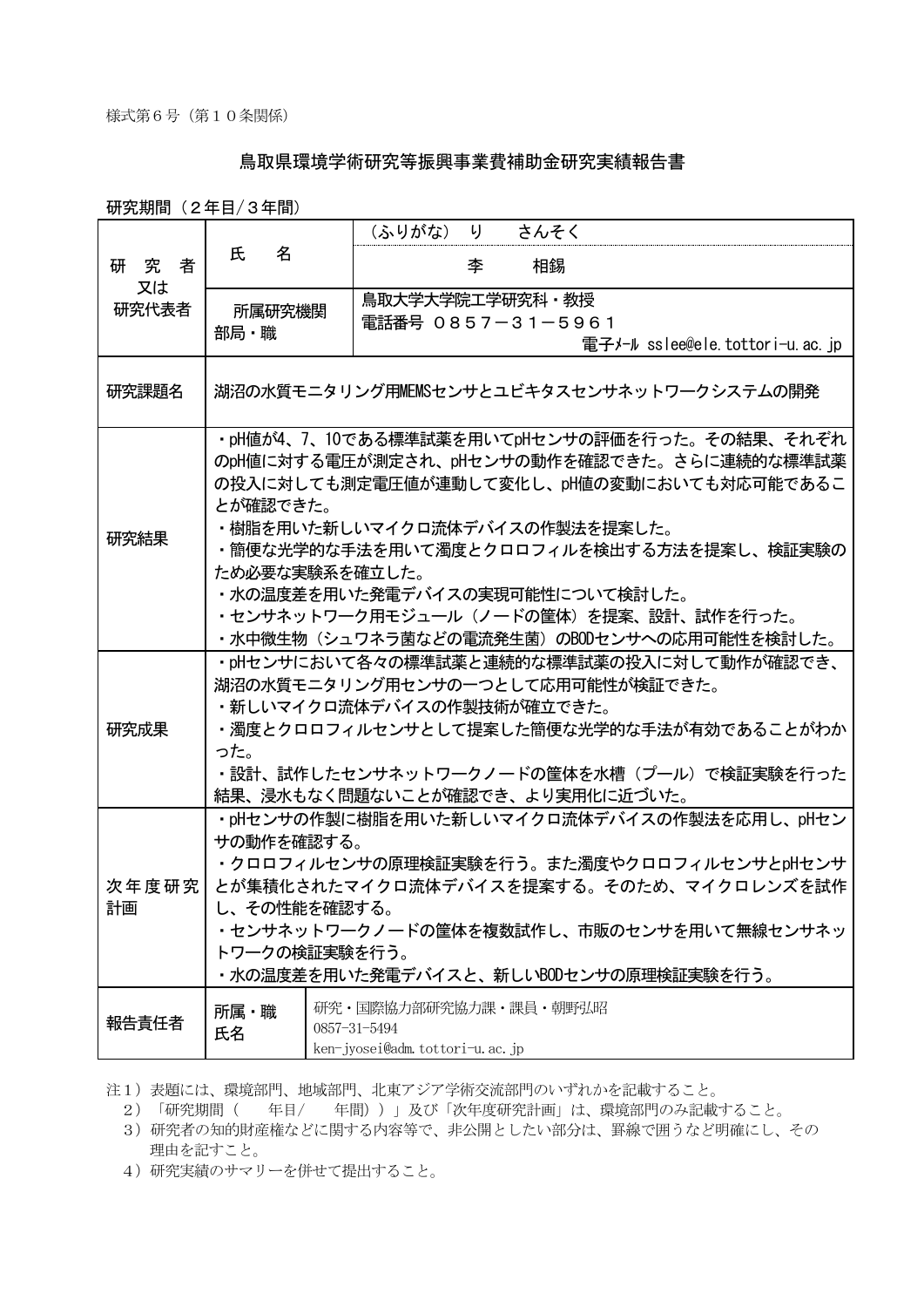様式第６号（第１０条関係）

# 鳥取県環境学術研究等振興事業費補助金研究実績報告書

研究期間（２年目/３年間）

| | | |
|---|---|---|
| 研究者又は研究代表者 | 氏　名 | （ふりがな）　り　　さんそく<br>李　　相錫 |
| | 所属研究機関部局・職 | 鳥取大学大学院工学研究科・教授<br>電話番号　０８５７－３１－５９６１<br>電子ﾒｰﾙ sslee@ele.tottori-u.ac.jp |
| 研究課題名 | 湖沼の水質モニタリング用MEMSセンサとユビキタスセンサネットワークシステムの開発 | |
| 研究結果 | ・pH値が4、7、10である標準試薬を用いてpHセンサの評価を行った。その結果、それぞれのpH値に対する電圧が測定され、pHセンサの動作を確認できた。さらに連続的な標準試薬の投入に対しても測定電圧値が連動して変化し、pH値の変動においても対応可能であることが確認できた。<br>・樹脂を用いた新しいマイクロ流体デバイスの作製法を提案した。<br>・簡便な光学的な手法を用いて濁度とクロロフィルを検出する方法を提案し、検証実験のため必要な実験系を確立した。<br>・水の温度差を用いた発電デバイスの実現可能性について検討した。<br>・センサネットワーク用モジュール（ノードの筐体）を提案、設計、試作を行った。<br>・水中微生物（シュワネラ菌などの電流発生菌）のBODセンサへの応用可能性を検討した。 | |
| 研究成果 | ・pHセンサにおいて各々の標準試薬と連続的な標準試薬の投入に対して動作が確認でき、湖沼の水質モニタリング用センサの一つとして応用可能性が検証できた。<br>・新しいマイクロ流体デバイスの作製技術が確立できた。<br>・濁度とクロロフィルセンサとして提案した簡便な光学的な手法が有効であることがわかった。<br>・設計、試作したセンサネットワークノードの筐体を水槽（プール）で検証実験を行った結果、浸水もなく問題ないことが確認でき、より実用化に近づいた。 | |
| 次年度研究計画 | ・pHセンサの作製に樹脂を用いた新しいマイクロ流体デバイスの作製法を応用し、pHセンサの動作を確認する。<br>・クロロフィルセンサの原理検証実験を行う。また濁度やクロロフィルセンサとpHセンサとが集積化されたマイクロ流体デバイスを提案する。そのため、マイクロレンズを試作し、その性能を確認する。<br>・センサネットワークノードの筐体を複数試作し、市販のセンサを用いて無線センサネットワークの検証実験を行う。<br>・水の温度差を用いた発電デバイスと、新しいBODセンサの原理検証実験を行う。 | |
| 報告責任者 | 所属・職<br>氏名 | 研究・国際協力部研究協力課・課員・朝野弘昭<br>0857-31-5494<br>ken-jyosei@adm.tottori-u.ac.jp |

注１）表題には、環境部門、地域部門、北東アジア学術交流部門のいずれかを記載すること。

２）「研究期間（　　年目/　　年間））」及び「次年度研究計画」は、環境部門のみ記載すること。

３）研究者の知的財産権などに関する内容等で、非公開としたい部分は、罫線で囲うなど明確にし、その理由を記すこと。

４）研究実績のサマリーを併せて提出すること。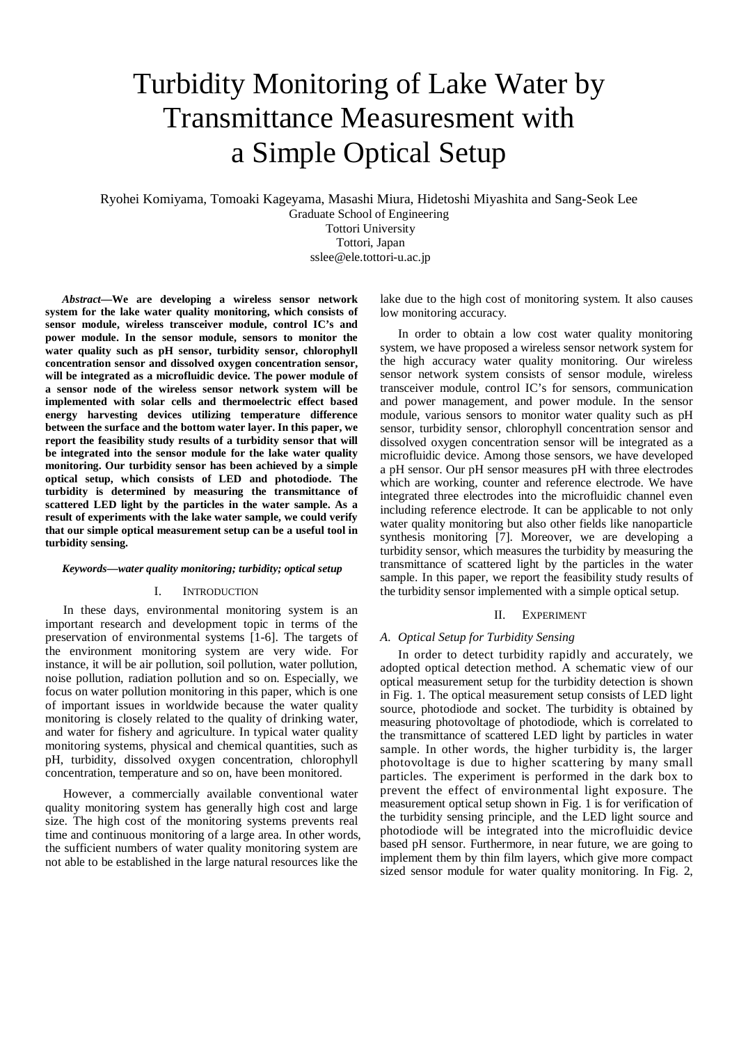# Turbidity Monitoring of Lake Water by Transmittance Measuresment with a Simple Optical Setup

Ryohei Komiyama, Tomoaki Kageyama, Masashi Miura, Hidetoshi Miyashita and Sang-Seok Lee
Graduate School of Engineering
Tottori University
Tottori, Japan
sslee@ele.tottori-u.ac.jp

***Abstract*—We are developing a wireless sensor network system for the lake water quality monitoring, which consists of sensor module, wireless transceiver module, control IC's and power module. In the sensor module, sensors to monitor the water quality such as pH sensor, turbidity sensor, chlorophyll concentration sensor and dissolved oxygen concentration sensor, will be integrated as a microfluidic device. The power module of a sensor node of the wireless sensor network system will be implemented with solar cells and thermoelectric effect based energy harvesting devices utilizing temperature difference between the surface and the bottom water layer. In this paper, we report the feasibility study results of a turbidity sensor that will be integrated into the sensor module for the lake water quality monitoring. Our turbidity sensor has been achieved by a simple optical setup, which consists of LED and photodiode. The turbidity is determined by measuring the transmittance of scattered LED light by the particles in the water sample. As a result of experiments with the lake water sample, we could verify that our simple optical measurement setup can be a useful tool in turbidity sensing.**

***Keywords—water quality monitoring; turbidity; optical setup***

## I. Introduction

In these days, environmental monitoring system is an important research and development topic in terms of the preservation of environmental systems [1-6]. The targets of the environment monitoring system are very wide. For instance, it will be air pollution, soil pollution, water pollution, noise pollution, radiation pollution and so on. Especially, we focus on water pollution monitoring in this paper, which is one of important issues in worldwide because the water quality monitoring is closely related to the quality of drinking water, and water for fishery and agriculture. In typical water quality monitoring systems, physical and chemical quantities, such as pH, turbidity, dissolved oxygen concentration, chlorophyll concentration, temperature and so on, have been monitored.

However, a commercially available conventional water quality monitoring system has generally high cost and large size. The high cost of the monitoring systems prevents real time and continuous monitoring of a large area. In other words, the sufficient numbers of water quality monitoring system are not able to be established in the large natural resources like the lake due to the high cost of monitoring system. It also causes low monitoring accuracy.

In order to obtain a low cost water quality monitoring system, we have proposed a wireless sensor network system for the high accuracy water quality monitoring. Our wireless sensor network system consists of sensor module, wireless transceiver module, control IC's for sensors, communication and power management, and power module. In the sensor module, various sensors to monitor water quality such as pH sensor, turbidity sensor, chlorophyll concentration sensor and dissolved oxygen concentration sensor will be integrated as a microfluidic device. Among those sensors, we have developed a pH sensor. Our pH sensor measures pH with three electrodes which are working, counter and reference electrode. We have integrated three electrodes into the microfluidic channel even including reference electrode. It can be applicable to not only water quality monitoring but also other fields like nanoparticle synthesis monitoring [7]. Moreover, we are developing a turbidity sensor, which measures the turbidity by measuring the transmittance of scattered light by the particles in the water sample. In this paper, we report the feasibility study results of the turbidity sensor implemented with a simple optical setup.

## II. Experiment

### *A. Optical Setup for Turbidity Sensing*

In order to detect turbidity rapidly and accurately, we adopted optical detection method. A schematic view of our optical measurement setup for the turbidity detection is shown in Fig. 1. The optical measurement setup consists of LED light source, photodiode and socket. The turbidity is obtained by measuring photovoltage of photodiode, which is correlated to the transmittance of scattered LED light by particles in water sample. In other words, the higher turbidity is, the larger photovoltage is due to higher scattering by many small particles. The experiment is performed in the dark box to prevent the effect of environmental light exposure. The measurement optical setup shown in Fig. 1 is for verification of the turbidity sensing principle, and the LED light source and photodiode will be integrated into the microfluidic device based pH sensor. Furthermore, in near future, we are going to implement them by thin film layers, which give more compact sized sensor module for water quality monitoring. In Fig. 2,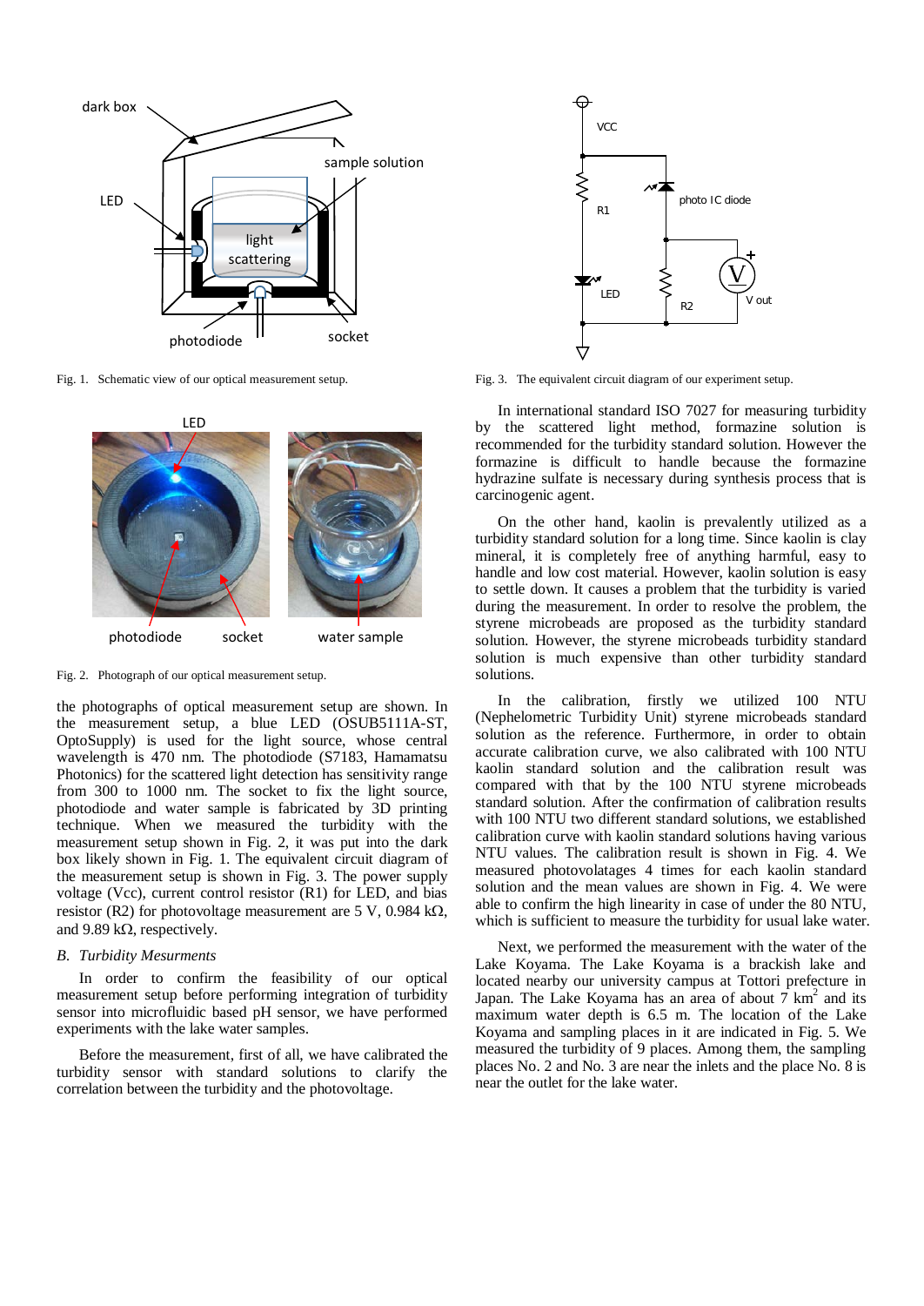Fig. 1. Schematic view of our optical measurement setup.

Fig. 2. Photograph of our optical measurement setup.

the photographs of optical measurement setup are shown. In the measurement setup, a blue LED (OSUB5111A-ST, OptoSupply) is used for the light source, whose central wavelength is 470 nm. The photodiode (S7183, Hamamatsu Photonics) for the scattered light detection has sensitivity range from 300 to 1000 nm. The socket to fix the light source, photodiode and water sample is fabricated by 3D printing technique. When we measured the turbidity with the measurement setup shown in Fig. 2, it was put into the dark box likely shown in Fig. 1. The equivalent circuit diagram of the measurement setup is shown in Fig. 3. The power supply voltage (Vcc), current control resistor (R1) for LED, and bias resistor (R2) for photovoltage measurement are 5 V, 0.984 kΩ, and 9.89 kΩ, respectively.

### *B. Turbidity Mesurments*

In order to confirm the feasibility of our optical measurement setup before performing integration of turbidity sensor into microfluidic based pH sensor, we have performed experiments with the lake water samples.

Before the measurement, first of all, we have calibrated the turbidity sensor with standard solutions to clarify the correlation between the turbidity and the photovoltage.

Fig. 3. The equivalent circuit diagram of our experiment setup.

In international standard ISO 7027 for measuring turbidity by the scattered light method, formazine solution is recommended for the turbidity standard solution. However the formazine is difficult to handle because the formazine hydrazine sulfate is necessary during synthesis process that is carcinogenic agent.

On the other hand, kaolin is prevalently utilized as a turbidity standard solution for a long time. Since kaolin is clay mineral, it is completely free of anything harmful, easy to handle and low cost material. However, kaolin solution is easy to settle down. It causes a problem that the turbidity is varied during the measurement. In order to resolve the problem, the styrene microbeads are proposed as the turbidity standard solution. However, the styrene microbeads turbidity standard solution is much expensive than other turbidity standard solutions.

In the calibration, firstly we utilized 100 NTU (Nephelometric Turbidity Unit) styrene microbeads standard solution as the reference. Furthermore, in order to obtain accurate calibration curve, we also calibrated with 100 NTU kaolin standard solution and the calibration result was compared with that by the 100 NTU styrene microbeads standard solution. After the confirmation of calibration results with 100 NTU two different standard solutions, we established calibration curve with kaolin standard solutions having various NTU values. The calibration result is shown in Fig. 4. We measured photovolatages 4 times for each kaolin standard solution and the mean values are shown in Fig. 4. We were able to confirm the high linearity in case of under the 80 NTU, which is sufficient to measure the turbidity for usual lake water.

Next, we performed the measurement with the water of the Lake Koyama. The Lake Koyama is a brackish lake and located nearby our university campus at Tottori prefecture in Japan. The Lake Koyama has an area of about 7 $km^2$ and its maximum water depth is 6.5 m. The location of the Lake Koyama and sampling places in it are indicated in Fig. 5. We measured the turbidity of 9 places. Among them, the sampling places No. 2 and No. 3 are near the inlets and the place No. 8 is near the outlet for the lake water.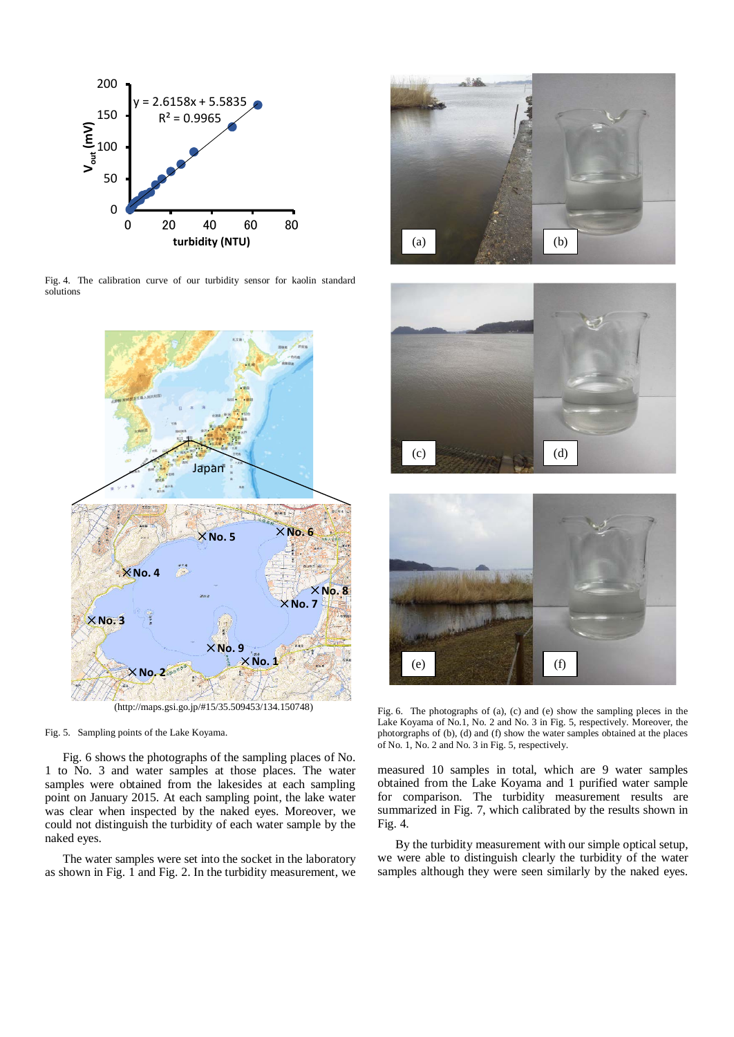Fig. 4. The calibration curve of our turbidity sensor for kaolin standard solutions

(http://maps.gsi.go.jp/#15/35.509453/134.150748)

Fig. 5. Sampling points of the Lake Koyama.

Fig. 6 shows the photographs of the sampling places of No. 1 to No. 3 and water samples at those places. The water samples were obtained from the lakesides at each sampling point on January 2015. At each sampling point, the lake water was clear when inspected by the naked eyes. Moreover, we could not distinguish the turbidity of each water sample by the naked eyes.

The water samples were set into the socket in the laboratory as shown in Fig. 1 and Fig. 2. In the turbidity measurement, we measured 10 samples in total, which are 9 water samples obtained from the Lake Koyama and 1 purified water sample for comparison. The turbidity measurement results are summarized in Fig. 7, which calibrated by the results shown in Fig. 4.

By the turbidity measurement with our simple optical setup, we were able to distinguish clearly the turbidity of the water samples although they were seen similarly by the naked eyes.

Fig. 6. The photographs of (a), (c) and (e) show the sampling pleces in the Lake Koyama of No.1, No. 2 and No. 3 in Fig. 5, respectively. Moreover, the photorgraphs of (b), (d) and (f) show the water samples obtained at the places of No. 1, No. 2 and No. 3 in Fig. 5, respectively.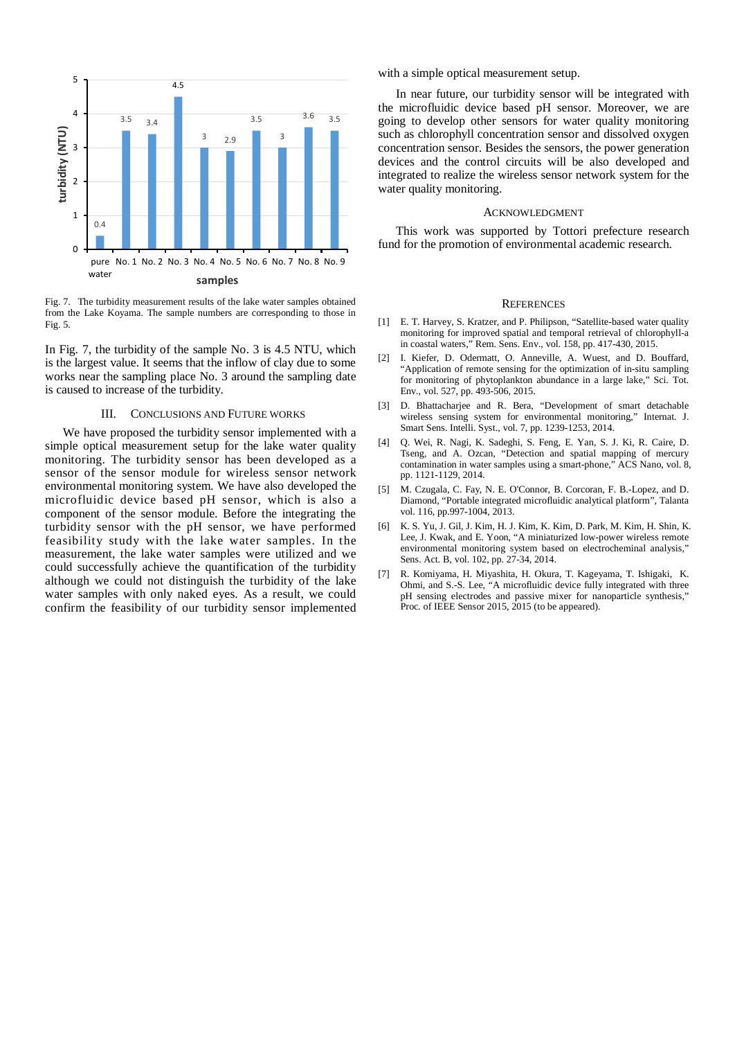5
4
3
2
1
0
turbidity (NTU)
0.4
3.5
3.4
4.5
3
2.9
3.5
3
3.6
3.5
pure water
No. 1
No. 2
No. 3
No. 4
No. 5
No. 6
No. 7
No. 8
No. 9
samples

Fig. 7. The turbidity measurement results of the lake water samples obtained from the Lake Koyama. The sample numbers are corresponding to those in Fig. 5.

In Fig. 7, the turbidity of the sample No. 3 is 4.5 NTU, which is the largest value. It seems that the inflow of clay due to some works near the sampling place No. 3 around the sampling date is caused to increase of the turbidity.

## III. CONCLUSIONS AND FUTURE WORKS

We have proposed the turbidity sensor implemented with a simple optical measurement setup for the lake water quality monitoring. The turbidity sensor has been developed as a sensor of the sensor module for wireless sensor network environmental monitoring system. We have also developed the microfluidic device based pH sensor, which is also a component of the sensor module. Before the integrating the turbidity sensor with the pH sensor, we have performed feasibility study with the lake water samples. In the measurement, the lake water samples were utilized and we could successfully achieve the quantification of the turbidity although we could not distinguish the turbidity of the lake water samples with only naked eyes. As a result, we could confirm the feasibility of our turbidity sensor implemented with a simple optical measurement setup.

In near future, our turbidity sensor will be integrated with the microfluidic device based pH sensor. Moreover, we are going to develop other sensors for water quality monitoring such as chlorophyll concentration sensor and dissolved oxygen concentration sensor. Besides the sensors, the power generation devices and the control circuits will be also developed and integrated to realize the wireless sensor network system for the water quality monitoring.

## ACKNOWLEDGMENT

This work was supported by Tottori prefecture research fund for the promotion of environmental academic research.

## REFERENCES

[1] E. T. Harvey, S. Kratzer, and P. Philipson, "Satellite-based water quality monitoring for improved spatial and temporal retrieval of chlorophyll-a in coastal waters," Rem. Sens. Env., vol. 158, pp. 417-430, 2015.

[2] I. Kiefer, D. Odermatt, O. Anneville, A. Wuest, and D. Bouffard, "Application of remote sensing for the optimization of in-situ sampling for monitoring of phytoplankton abundance in a large lake," Sci. Tot. Env., vol. 527, pp. 493-506, 2015.

[3] D. Bhattacharjee and R. Bera, "Development of smart detachable wireless sensing system for environmental monitoring," Internat. J. Smart Sens. Intelli. Syst., vol. 7, pp. 1239-1253, 2014.

[4] Q. Wei, R. Nagi, K. Sadeghi, S. Feng, E. Yan, S. J. Ki, R. Caire, D. Tseng, and A. Ozcan, "Detection and spatial mapping of mercury contamination in water samples using a smart-phone," ACS Nano, vol. 8, pp. 1121-1129, 2014.

[5] M. Czugala, C. Fay, N. E. O'Connor, B. Corcoran, F. B.-Lopez, and D. Diamond, "Portable integrated microfluidic analytical platform", Talanta vol. 116, pp.997-1004, 2013.

[6] K. S. Yu, J. Gil, J. Kim, H. J. Kim, K. Kim, D. Park, M. Kim, H. Shin, K. Lee, J. Kwak, and E. Yoon, "A miniaturized low-power wireless remote environmental monitoring system based on electrocheminal analysis," Sens. Act. B, vol. 102, pp. 27-34, 2014.

[7] R. Komiyama, H. Miyashita, H. Okura, T. Kageyama, T. Ishigaki, K. Ohmi, and S.-S. Lee, "A microfluidic device fully integrated with three pH sensing electrodes and passive mixer for nanoparticle synthesis," Proc. of IEEE Sensor 2015, 2015 (to be appeared).